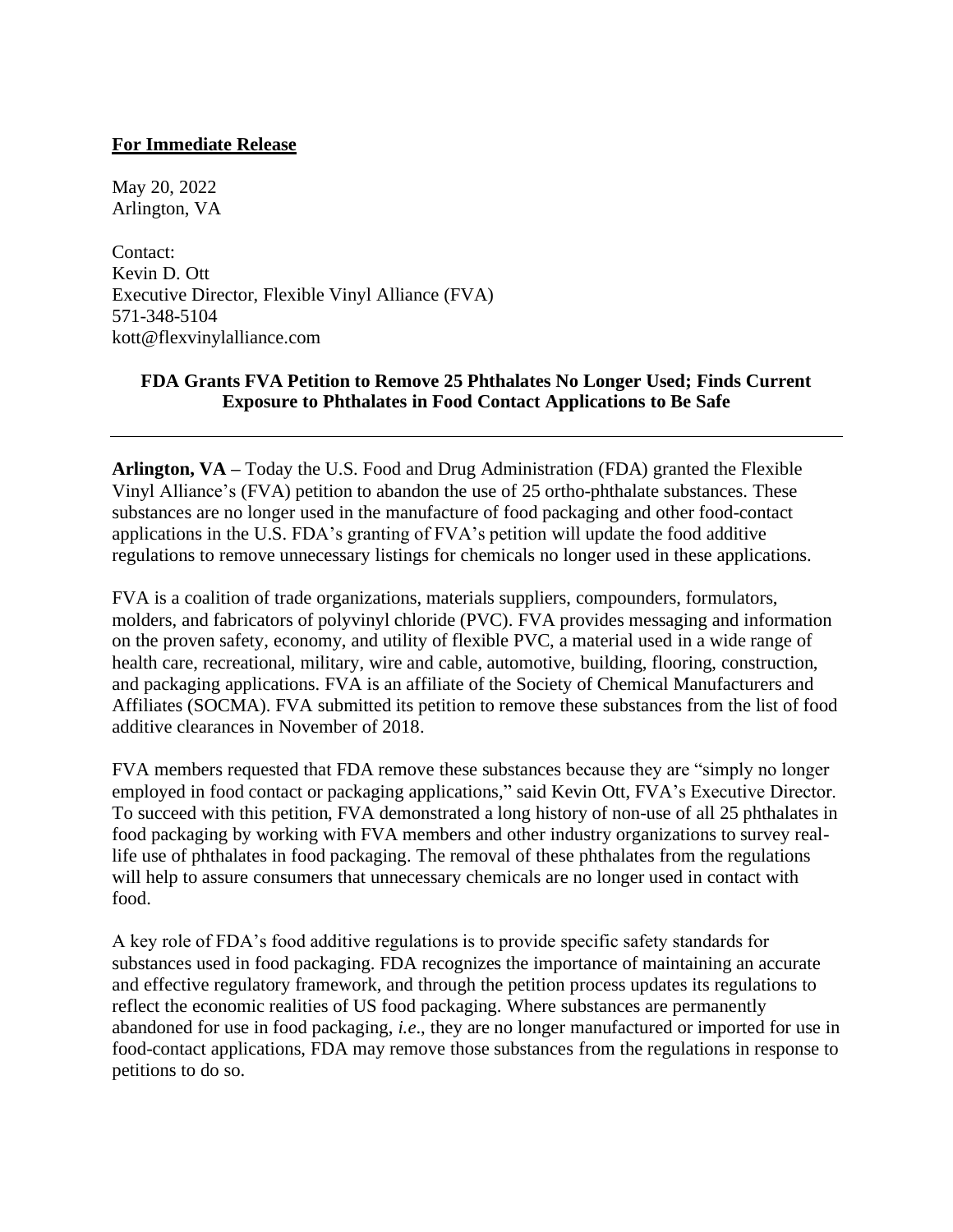**For Immediate Release**

May 20, 2022
Arlington, VA

Contact:
Kevin D. Ott
Executive Director, Flexible Vinyl Alliance (FVA)
571-348-5104
kott@flexvinylalliance.com

**FDA Grants FVA Petition to Remove 25 Phthalates No Longer Used; Finds Current Exposure to Phthalates in Food Contact Applications to Be Safe**

---

**Arlington, VA –** Today the U.S. Food and Drug Administration (FDA) granted the Flexible Vinyl Alliance's (FVA) petition to abandon the use of 25 ortho-phthalate substances. These substances are no longer used in the manufacture of food packaging and other food-contact applications in the U.S. FDA's granting of FVA's petition will update the food additive regulations to remove unnecessary listings for chemicals no longer used in these applications.

FVA is a coalition of trade organizations, materials suppliers, compounders, formulators, molders, and fabricators of polyvinyl chloride (PVC). FVA provides messaging and information on the proven safety, economy, and utility of flexible PVC, a material used in a wide range of health care, recreational, military, wire and cable, automotive, building, flooring, construction, and packaging applications. FVA is an affiliate of the Society of Chemical Manufacturers and Affiliates (SOCMA). FVA submitted its petition to remove these substances from the list of food additive clearances in November of 2018.

FVA members requested that FDA remove these substances because they are "simply no longer employed in food contact or packaging applications," said Kevin Ott, FVA's Executive Director. To succeed with this petition, FVA demonstrated a long history of non-use of all 25 phthalates in food packaging by working with FVA members and other industry organizations to survey real-life use of phthalates in food packaging. The removal of these phthalates from the regulations will help to assure consumers that unnecessary chemicals are no longer used in contact with food.

A key role of FDA's food additive regulations is to provide specific safety standards for substances used in food packaging. FDA recognizes the importance of maintaining an accurate and effective regulatory framework, and through the petition process updates its regulations to reflect the economic realities of US food packaging. Where substances are permanently abandoned for use in food packaging, *i.e*., they are no longer manufactured or imported for use in food-contact applications, FDA may remove those substances from the regulations in response to petitions to do so.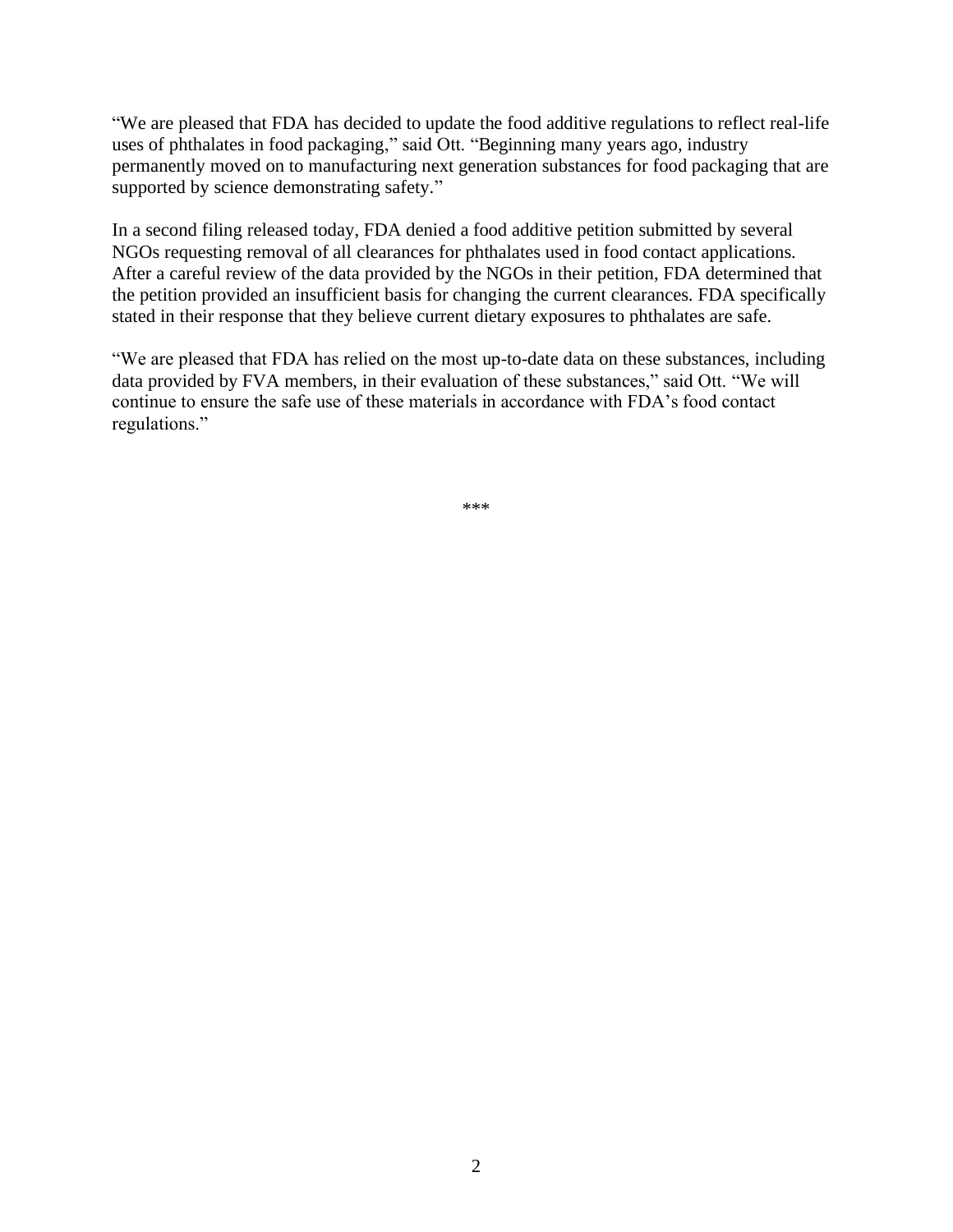"We are pleased that FDA has decided to update the food additive regulations to reflect real-life uses of phthalates in food packaging," said Ott. "Beginning many years ago, industry permanently moved on to manufacturing next generation substances for food packaging that are supported by science demonstrating safety."

In a second filing released today, FDA denied a food additive petition submitted by several NGOs requesting removal of all clearances for phthalates used in food contact applications. After a careful review of the data provided by the NGOs in their petition, FDA determined that the petition provided an insufficient basis for changing the current clearances. FDA specifically stated in their response that they believe current dietary exposures to phthalates are safe.

"We are pleased that FDA has relied on the most up-to-date data on these substances, including data provided by FVA members, in their evaluation of these substances," said Ott. "We will continue to ensure the safe use of these materials in accordance with FDA's food contact regulations."

***